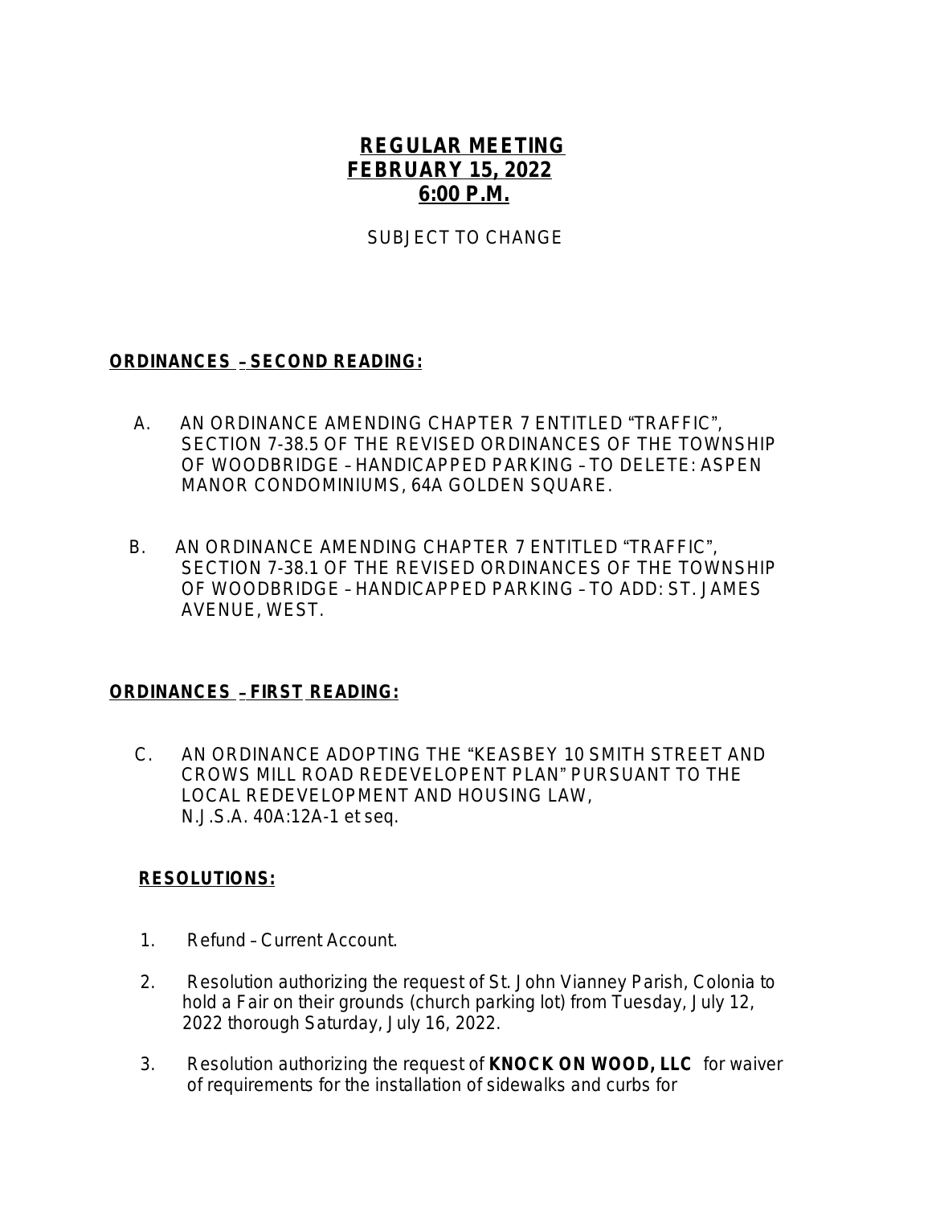# REGULAR MEETING
# FEBRUARY 15, 2022
# 6:00 P.M.

SUBJECT TO CHANGE

## ORDINANCES – SECOND READING:

A. AN ORDINANCE AMENDING CHAPTER 7 ENTITLED "TRAFFIC", SECTION 7-38.5 OF THE REVISED ORDINANCES OF THE TOWNSHIP OF WOODBRIDGE – HANDICAPPED PARKING – TO DELETE: ASPEN MANOR CONDOMINIUMS, 64A GOLDEN SQUARE.

B. AN ORDINANCE AMENDING CHAPTER 7 ENTITLED "TRAFFIC", SECTION 7-38.1 OF THE REVISED ORDINANCES OF THE TOWNSHIP OF WOODBRIDGE – HANDICAPPED PARKING – TO ADD: ST. JAMES AVENUE, WEST.

## ORDINANCES – FIRST READING:

C. AN ORDINANCE ADOPTING THE "KEASBEY 10 SMITH STREET AND CROWS MILL ROAD REDEVELOPENT PLAN" PURSUANT TO THE LOCAL REDEVELOPMENT AND HOUSING LAW, N.J.S.A. 40A:12A-1 et seq.

## RESOLUTIONS:

1. Refund – Current Account.

2. Resolution authorizing the request of St. John Vianney Parish, Colonia to hold a Fair on their grounds (church parking lot) from Tuesday, July 12, 2022 thorough Saturday, July 16, 2022.

3. Resolution authorizing the request of **KNOCK ON WOOD, LLC** for waiver of requirements for the installation of sidewalks and curbs for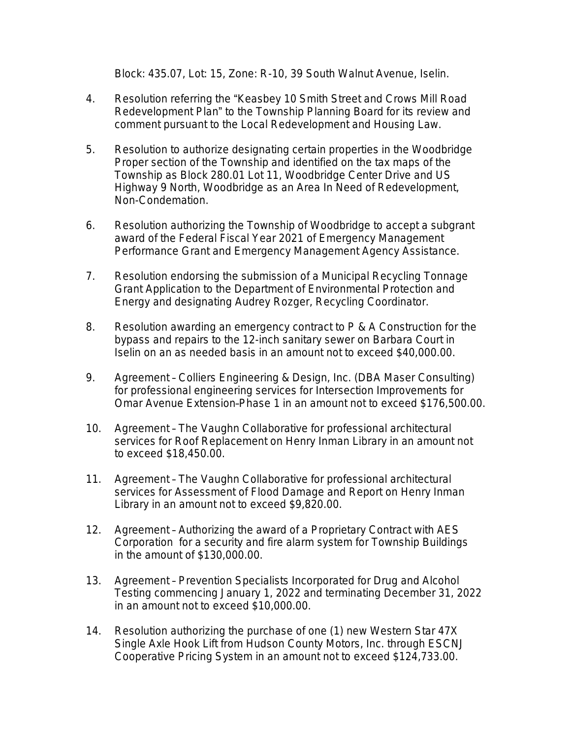Block: 435.07, Lot: 15, Zone: R-10, 39 South Walnut Avenue, Iselin.

4. Resolution referring the "Keasbey 10 Smith Street and Crows Mill Road Redevelopment Plan" to the Township Planning Board for its review and comment pursuant to the Local Redevelopment and Housing Law.

5. Resolution to authorize designating certain properties in the Woodbridge Proper section of the Township and identified on the tax maps of the Township as Block 280.01 Lot 11, Woodbridge Center Drive and US Highway 9 North, Woodbridge as an Area In Need of Redevelopment, Non-Condemation.

6. Resolution authorizing the Township of Woodbridge to accept a subgrant award of the Federal Fiscal Year 2021 of Emergency Management Performance Grant and Emergency Management Agency Assistance.

7. Resolution endorsing the submission of a Municipal Recycling Tonnage Grant Application to the Department of Environmental Protection and Energy and designating Audrey Rozger, Recycling Coordinator.

8. Resolution awarding an emergency contract to P & A Construction for the bypass and repairs to the 12-inch sanitary sewer on Barbara Court in Iselin on an as needed basis in an amount not to exceed $40,000.00.

9. Agreement – Colliers Engineering & Design, Inc. (DBA Maser Consulting) for professional engineering services for Intersection Improvements for Omar Avenue Extension–Phase 1 in an amount not to exceed $176,500.00.

10. Agreement – The Vaughn Collaborative for professional architectural services for Roof Replacement on Henry Inman Library in an amount not to exceed $18,450.00.

11. Agreement – The Vaughn Collaborative for professional architectural services for Assessment of Flood Damage and Report on Henry Inman Library in an amount not to exceed $9,820.00.

12. Agreement – Authorizing the award of a Proprietary Contract with AES Corporation for a security and fire alarm system for Township Buildings in the amount of $130,000.00.

13. Agreement – Prevention Specialists Incorporated for Drug and Alcohol Testing commencing January 1, 2022 and terminating December 31, 2022 in an amount not to exceed $10,000.00.

14. Resolution authorizing the purchase of one (1) new Western Star 47X Single Axle Hook Lift from Hudson County Motors, Inc. through ESCNJ Cooperative Pricing System in an amount not to exceed $124,733.00.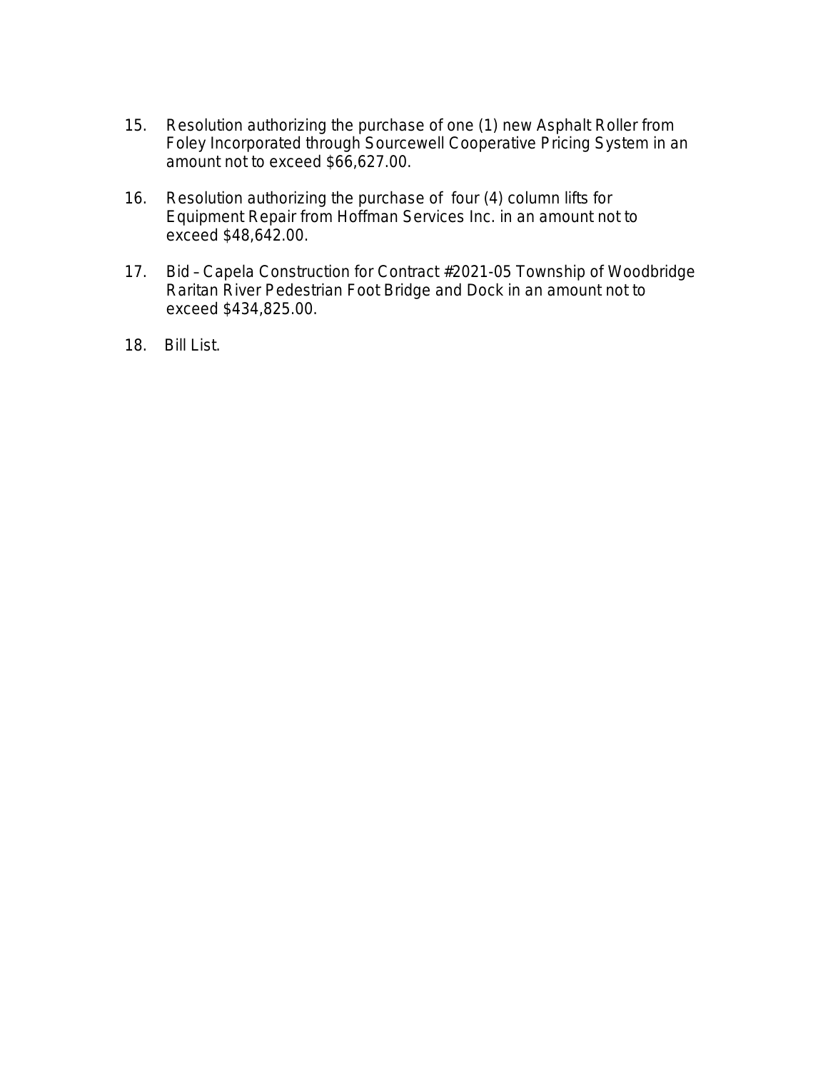15. Resolution authorizing the purchase of one (1) new Asphalt Roller from Foley Incorporated through Sourcewell Cooperative Pricing System in an amount not to exceed $66,627.00.

16. Resolution authorizing the purchase of four (4) column lifts for Equipment Repair from Hoffman Services Inc. in an amount not to exceed $48,642.00.

17. Bid – Capela Construction for Contract #2021-05 Township of Woodbridge Raritan River Pedestrian Foot Bridge and Dock in an amount not to exceed $434,825.00.

18. Bill List.